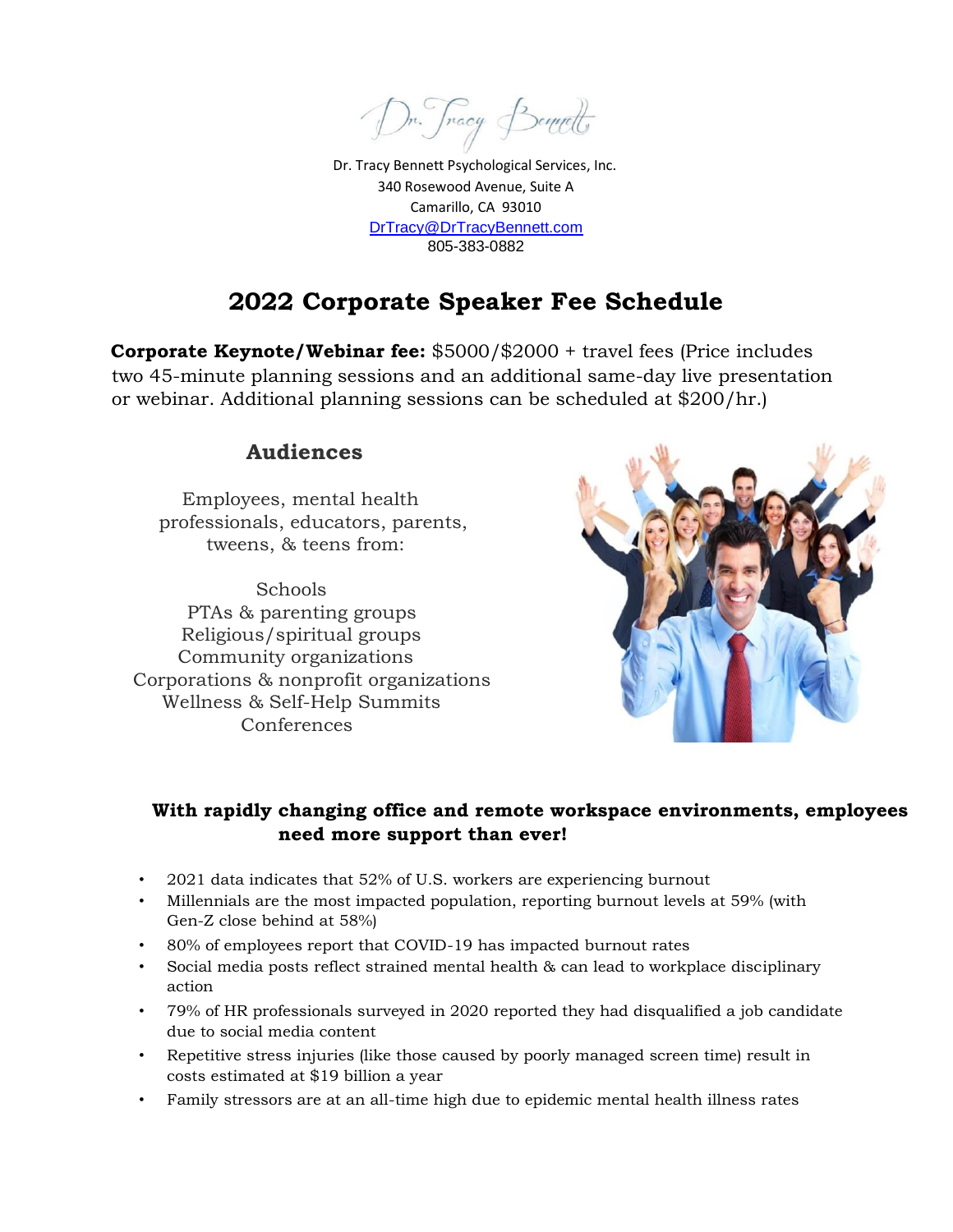Dr. Tracy Bennett

Dr. Tracy Bennett Psychological Services, Inc.
340 Rosewood Avenue, Suite A
Camarillo, CA 93010
DrTracy@DrTracyBennett.com
805-383-0882

# 2022 Corporate Speaker Fee Schedule

**Corporate Keynote/Webinar fee:** $5000/$2000 + travel fees (Price includes two 45-minute planning sessions and an additional same-day live presentation or webinar. Additional planning sessions can be scheduled at $200/hr.)

## Audiences

Employees, mental health professionals, educators, parents, tweens, & teens from:

Schools
PTAs & parenting groups
Religious/spiritual groups
Community organizations
Corporations & nonprofit organizations
Wellness & Self-Help Summits
Conferences

**With rapidly changing office and remote workspace environments, employees need more support than ever!**

- 2021 data indicates that 52% of U.S. workers are experiencing burnout
- Millennials are the most impacted population, reporting burnout levels at 59% (with Gen-Z close behind at 58%)
- 80% of employees report that COVID-19 has impacted burnout rates
- Social media posts reflect strained mental health & can lead to workplace disciplinary action
- 79% of HR professionals surveyed in 2020 reported they had disqualified a job candidate due to social media content
- Repetitive stress injuries (like those caused by poorly managed screen time) result in costs estimated at $19 billion a year
- Family stressors are at an all-time high due to epidemic mental health illness rates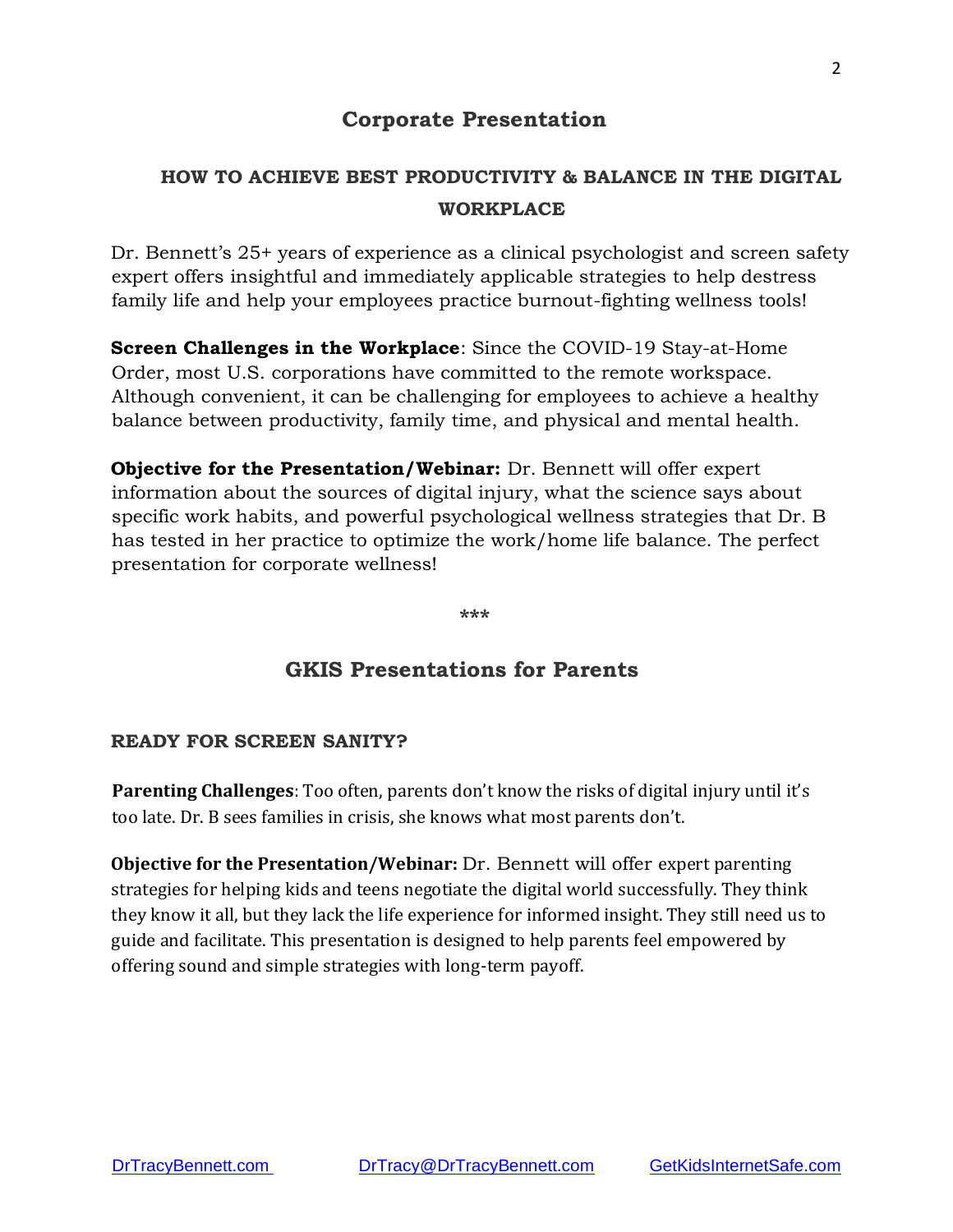## Corporate Presentation

### HOW TO ACHIEVE BEST PRODUCTIVITY & BALANCE IN THE DIGITAL WORKPLACE

Dr. Bennett's 25+ years of experience as a clinical psychologist and screen safety expert offers insightful and immediately applicable strategies to help destress family life and help your employees practice burnout-fighting wellness tools!

**Screen Challenges in the Workplace**: Since the COVID-19 Stay-at-Home Order, most U.S. corporations have committed to the remote workspace. Although convenient, it can be challenging for employees to achieve a healthy balance between productivity, family time, and physical and mental health.

**Objective for the Presentation/Webinar:** Dr. Bennett will offer expert information about the sources of digital injury, what the science says about specific work habits, and powerful psychological wellness strategies that Dr. B has tested in her practice to optimize the work/home life balance. The perfect presentation for corporate wellness!

***

## GKIS Presentations for Parents

### READY FOR SCREEN SANITY?

**Parenting Challenges**: Too often, parents don't know the risks of digital injury until it's too late. Dr. B sees families in crisis, she knows what most parents don't.

**Objective for the Presentation/Webinar:** Dr. Bennett will offer expert parenting strategies for helping kids and teens negotiate the digital world successfully. They think they know it all, but they lack the life experience for informed insight. They still need us to guide and facilitate. This presentation is designed to help parents feel empowered by offering sound and simple strategies with long-term payoff.

DrTracyBennett.com DrTracy@DrTracyBennett.com GetKidsInternetSafe.com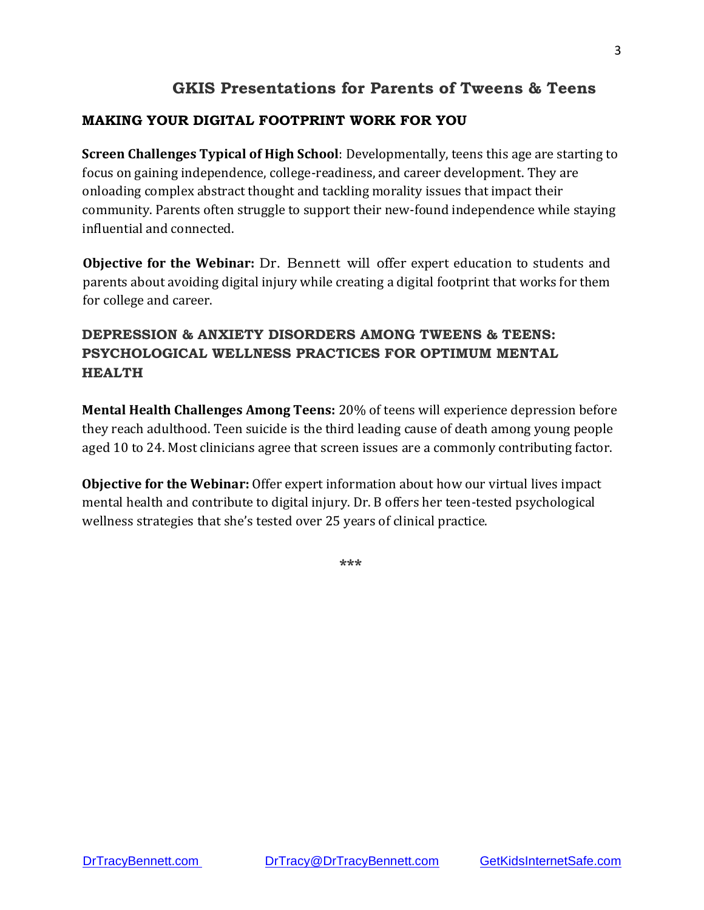## GKIS Presentations for Parents of Tweens & Teens

### MAKING YOUR DIGITAL FOOTPRINT WORK FOR YOU

**Screen Challenges Typical of High School**: Developmentally, teens this age are starting to focus on gaining independence, college-readiness, and career development. They are onloading complex abstract thought and tackling morality issues that impact their community. Parents often struggle to support their new-found independence while staying influential and connected.

**Objective for the Webinar:** Dr. Bennett will offer expert education to students and parents about avoiding digital injury while creating a digital footprint that works for them for college and career.

### DEPRESSION & ANXIETY DISORDERS AMONG TWEENS & TEENS: PSYCHOLOGICAL WELLNESS PRACTICES FOR OPTIMUM MENTAL HEALTH

**Mental Health Challenges Among Teens:** 20% of teens will experience depression before they reach adulthood. Teen suicide is the third leading cause of death among young people aged 10 to 24. Most clinicians agree that screen issues are a commonly contributing factor.

**Objective for the Webinar:** Offer expert information about how our virtual lives impact mental health and contribute to digital injury. Dr. B offers her teen-tested psychological wellness strategies that she's tested over 25 years of clinical practice.

***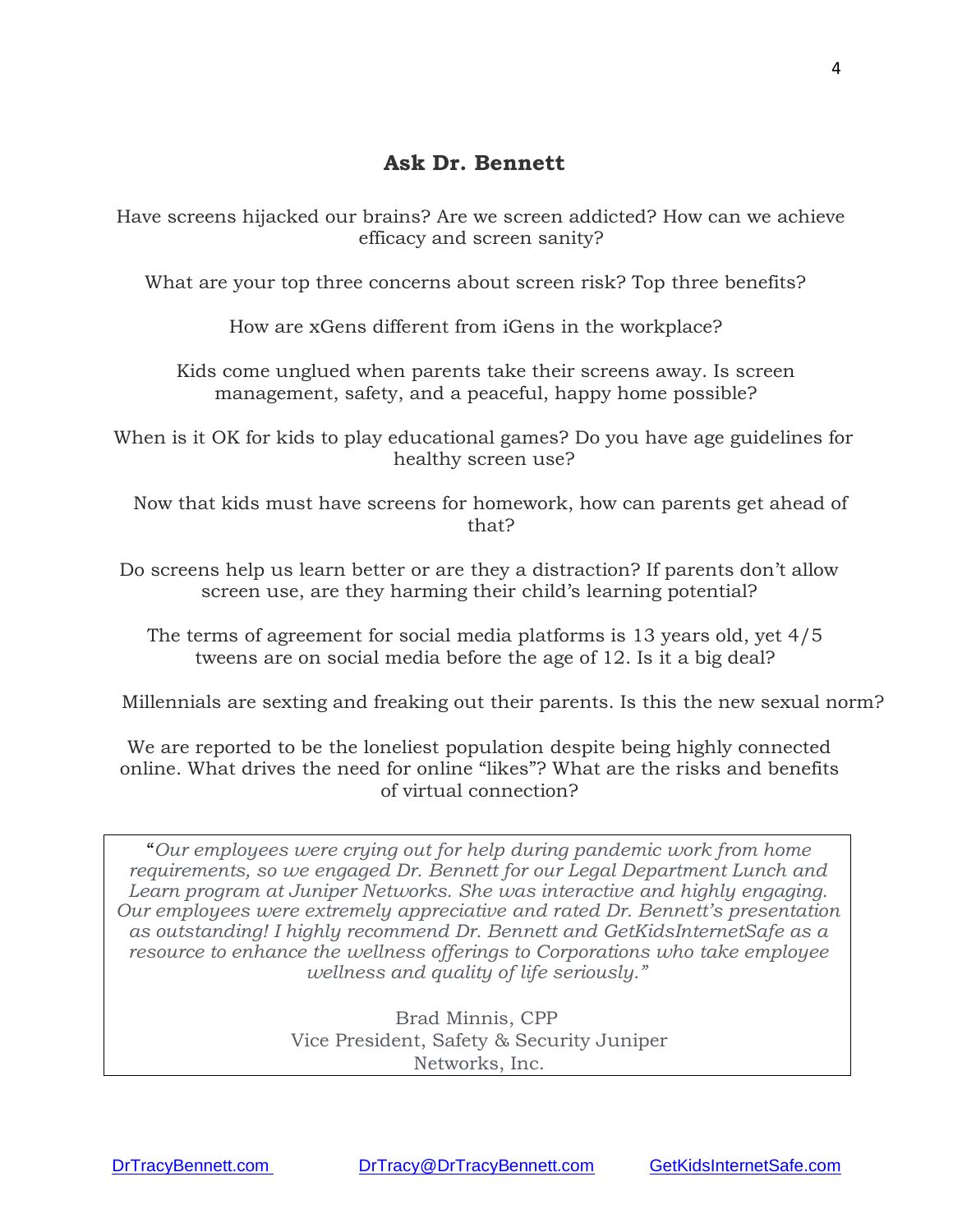## Ask Dr. Bennett

Have screens hijacked our brains? Are we screen addicted? How can we achieve efficacy and screen sanity?

What are your top three concerns about screen risk? Top three benefits?

How are xGens different from iGens in the workplace?

Kids come unglued when parents take their screens away. Is screen management, safety, and a peaceful, happy home possible?

When is it OK for kids to play educational games? Do you have age guidelines for healthy screen use?

Now that kids must have screens for homework, how can parents get ahead of that?

Do screens help us learn better or are they a distraction? If parents don't allow screen use, are they harming their child's learning potential?

The terms of agreement for social media platforms is 13 years old, yet 4/5 tweens are on social media before the age of 12. Is it a big deal?

Millennials are sexting and freaking out their parents. Is this the new sexual norm?

We are reported to be the loneliest population despite being highly connected online. What drives the need for online "likes"? What are the risks and benefits of virtual connection?

> "*Our employees were crying out for help during pandemic work from home requirements, so we engaged Dr. Bennett for our Legal Department Lunch and Learn program at Juniper Networks. She was interactive and highly engaging. Our employees were extremely appreciative and rated Dr. Bennett's presentation as outstanding! I highly recommend Dr. Bennett and GetKidsInternetSafe as a resource to enhance the wellness offerings to Corporations who take employee wellness and quality of life seriously.*"
>
> Brad Minnis, CPP
> Vice President, Safety & Security Juniper Networks, Inc.

DrTracyBennett.com DrTracy@DrTracyBennett.com GetKidsInternetSafe.com